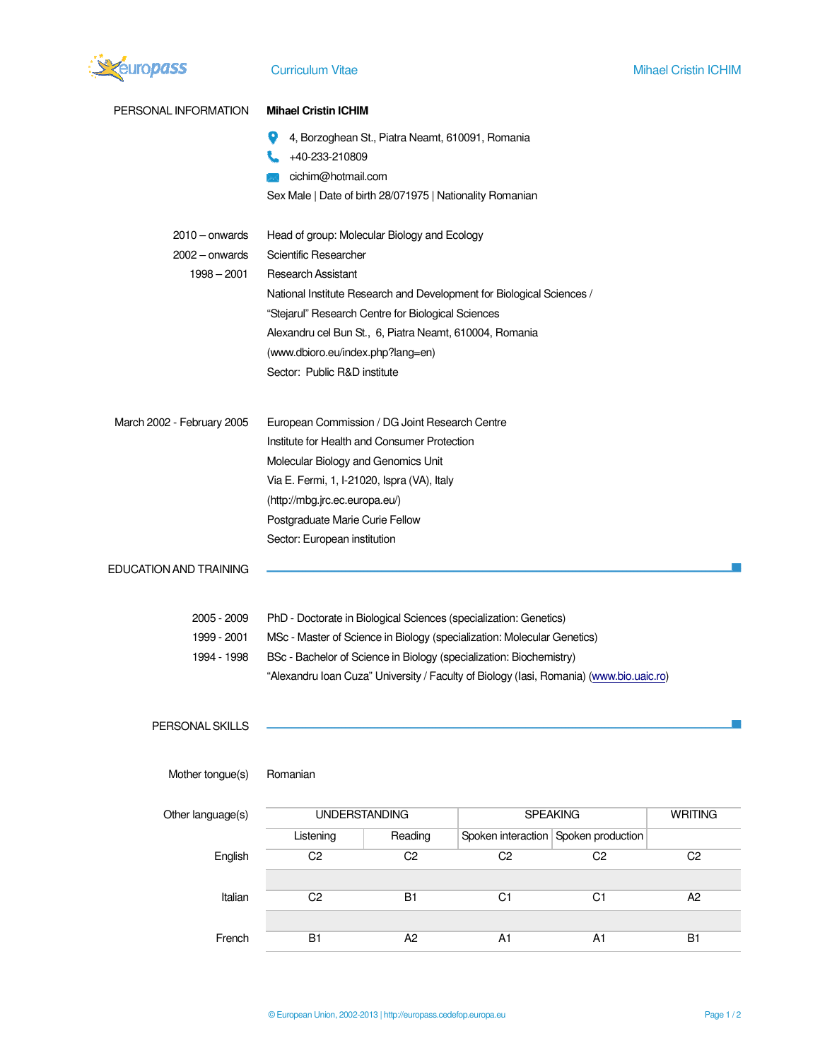# Curriculum Vitae

## PERSONAL INFORMATION

**Mihael Cristin ICHIM**

4, Borzoghean St., Piatra Neamt, 610091, Romania

+40-233-210809

cichim@hotmail.com

Sex Male | Date of birth 28/071975 | Nationality Romanian

2010 – onwards Head of group: Molecular Biology and Ecology

2002 – onwards Scientific Researcher

1998 – 2001 Research Assistant

National Institute Research and Development for Biological Sciences /
"Stejarul" Research Centre for Biological Sciences
Alexandru cel Bun St., 6, Piatra Neamt, 610004, Romania
(www.dbioro.eu/index.php?lang=en)
Sector: Public R&D institute

March 2002 - February 2005

European Commission / DG Joint Research Centre
Institute for Health and Consumer Protection
Molecular Biology and Genomics Unit
Via E. Fermi, 1, I-21020, Ispra (VA), Italy
(http://mbg.jrc.ec.europa.eu/)
Postgraduate Marie Curie Fellow
Sector: European institution

## EDUCATION AND TRAINING

2005 - 2009 PhD - Doctorate in Biological Sciences (specialization: Genetics)

1999 - 2001 MSc - Master of Science in Biology (specialization: Molecular Genetics)

1994 - 1998 BSc - Bachelor of Science in Biology (specialization: Biochemistry)

"Alexandru Ioan Cuza" University / Faculty of Biology (Iasi, Romania) (www.bio.uaic.ro)

## PERSONAL SKILLS

Mother tongue(s): Romanian

Other language(s):

| | UNDERSTANDING | | SPEAKING | | WRITING |
|---|---|---|---|---|---|
| | Listening | Reading | Spoken interaction | Spoken production | |
| English | C2 | C2 | C2 | C2 | C2 |
| Italian | C2 | B1 | C1 | C1 | A2 |
| French | B1 | A2 | A1 | A1 | B1 |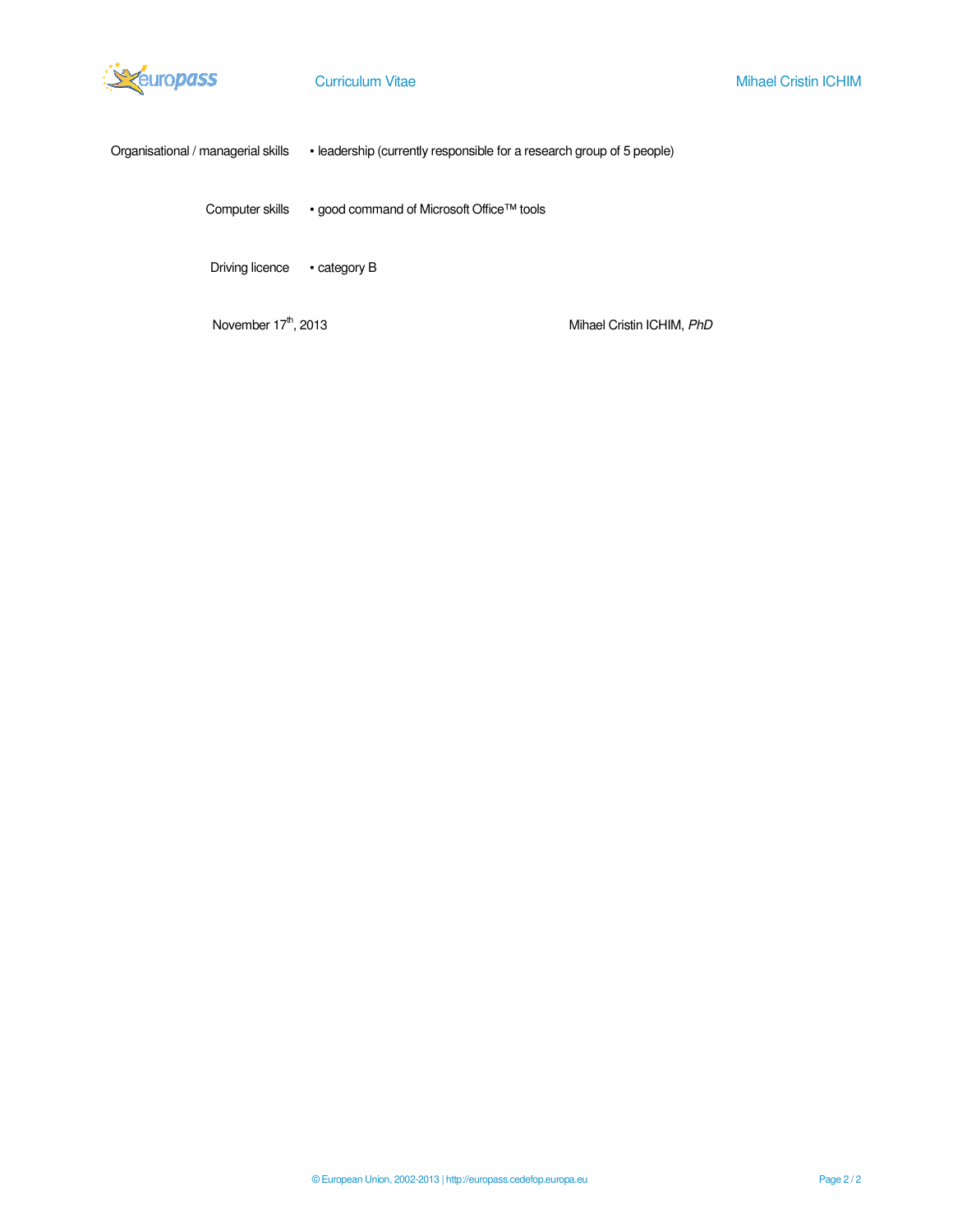| | |
|---|---|
| Organisational / managerial skills | ▪ leadership (currently responsible for a research group of 5 people) |
| Computer skills | ▪ good command of Microsoft Office™ tools |
| Driving licence | ▪ category B |

November 17th, 2013 — Mihael Cristin ICHIM, *PhD*